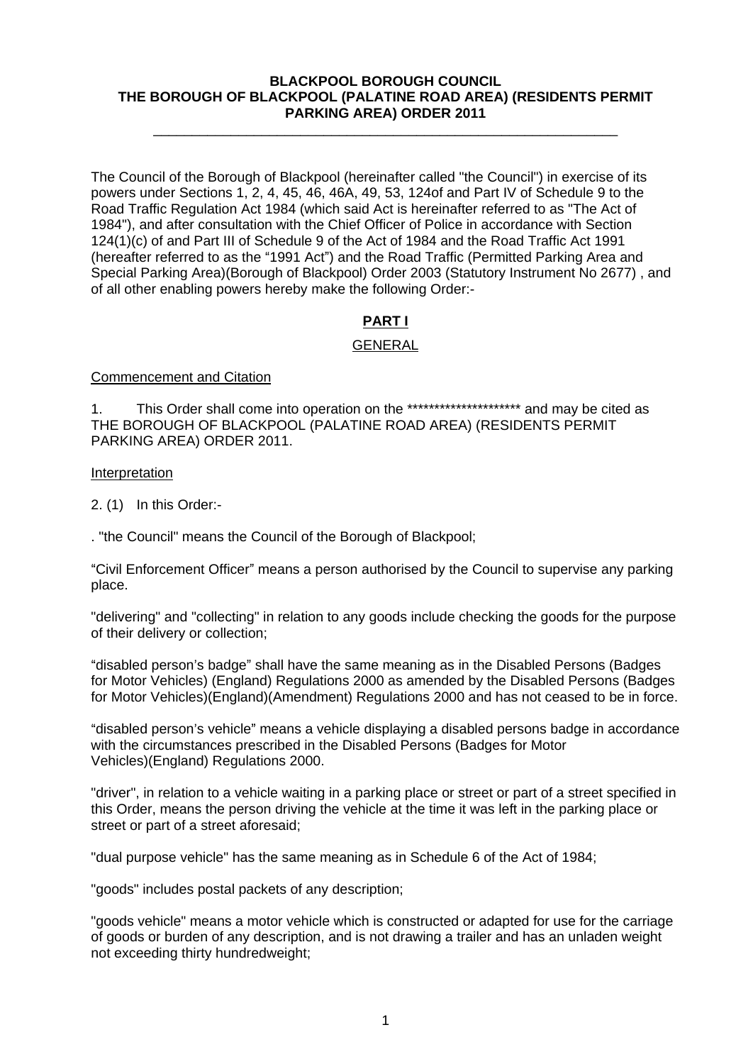**BLACKPOOL BOROUGH COUNCIL**
**THE BOROUGH OF BLACKPOOL (PALATINE ROAD AREA) (RESIDENTS PERMIT PARKING AREA) ORDER 2011**

---

The Council of the Borough of Blackpool (hereinafter called "the Council") in exercise of its powers under Sections 1, 2, 4, 45, 46, 46A, 49, 53, 124of and Part IV of Schedule 9 to the Road Traffic Regulation Act 1984 (which said Act is hereinafter referred to as "The Act of 1984"), and after consultation with the Chief Officer of Police in accordance with Section 124(1)(c) of and Part III of Schedule 9 of the Act of 1984 and the Road Traffic Act 1991 (hereafter referred to as the "1991 Act") and the Road Traffic (Permitted Parking Area and Special Parking Area)(Borough of Blackpool) Order 2003 (Statutory Instrument No 2677) , and of all other enabling powers hereby make the following Order:-

## PART I

### GENERAL

Commencement and Citation

1. This Order shall come into operation on the ********************* and may be cited as THE BOROUGH OF BLACKPOOL (PALATINE ROAD AREA) (RESIDENTS PERMIT PARKING AREA) ORDER 2011.

Interpretation

2. (1) In this Order:-

. "the Council" means the Council of the Borough of Blackpool;

"Civil Enforcement Officer" means a person authorised by the Council to supervise any parking place.

"delivering" and "collecting" in relation to any goods include checking the goods for the purpose of their delivery or collection;

"disabled person's badge" shall have the same meaning as in the Disabled Persons (Badges for Motor Vehicles) (England) Regulations 2000 as amended by the Disabled Persons (Badges for Motor Vehicles)(England)(Amendment) Regulations 2000 and has not ceased to be in force.

"disabled person's vehicle" means a vehicle displaying a disabled persons badge in accordance with the circumstances prescribed in the Disabled Persons (Badges for Motor Vehicles)(England) Regulations 2000.

"driver", in relation to a vehicle waiting in a parking place or street or part of a street specified in this Order, means the person driving the vehicle at the time it was left in the parking place or street or part of a street aforesaid;

"dual purpose vehicle" has the same meaning as in Schedule 6 of the Act of 1984;

"goods" includes postal packets of any description;

"goods vehicle" means a motor vehicle which is constructed or adapted for use for the carriage of goods or burden of any description, and is not drawing a trailer and has an unladen weight not exceeding thirty hundredweight;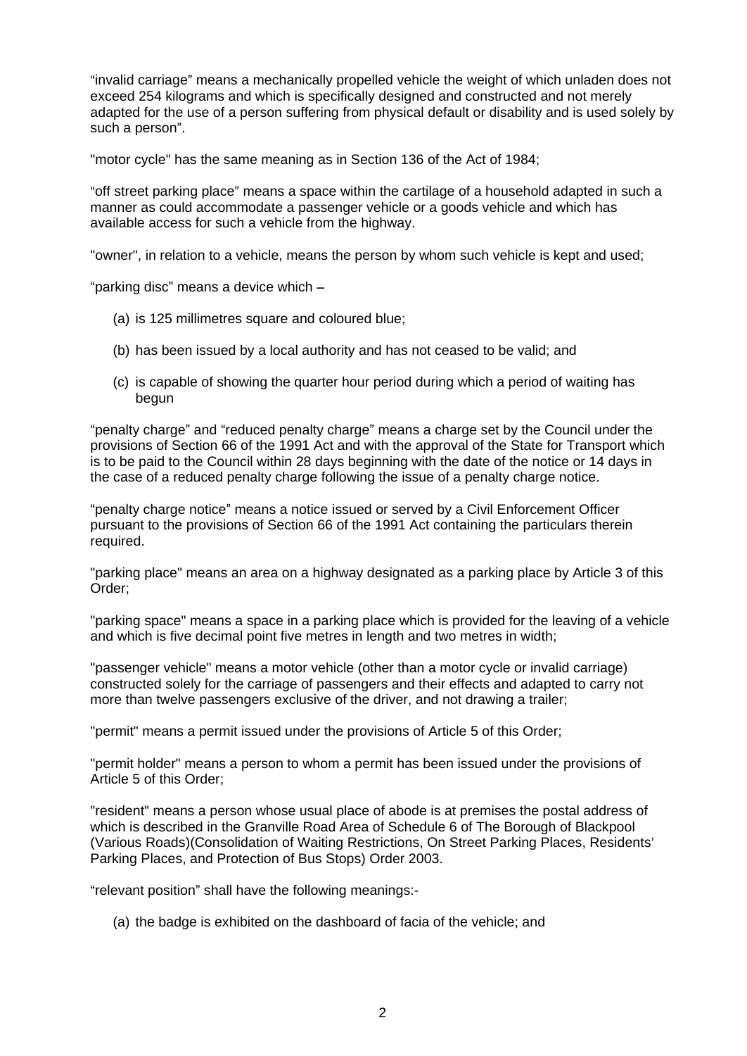“invalid carriage” means a mechanically propelled vehicle the weight of which unladen does not exceed 254 kilograms and which is specifically designed and constructed and not merely adapted for the use of a person suffering from physical default or disability and is used solely by such a person”.

"motor cycle" has the same meaning as in Section 136 of the Act of 1984;

“off street parking place” means a space within the cartilage of a household adapted in such a manner as could accommodate a passenger vehicle or a goods vehicle and which has available access for such a vehicle from the highway.

"owner", in relation to a vehicle, means the person by whom such vehicle is kept and used;

“parking disc” means a device which –

(a) is 125 millimetres square and coloured blue;

(b) has been issued by a local authority and has not ceased to be valid; and

(c) is capable of showing the quarter hour period during which a period of waiting has begun

“penalty charge” and “reduced penalty charge” means a charge set by the Council under the provisions of Section 66 of the 1991 Act and with the approval of the State for Transport which is to be paid to the Council within 28 days beginning with the date of the notice or 14 days in the case of a reduced penalty charge following the issue of a penalty charge notice.

“penalty charge notice” means a notice issued or served by a Civil Enforcement Officer pursuant to the provisions of Section 66 of the 1991 Act containing the particulars therein required.

"parking place" means an area on a highway designated as a parking place by Article 3 of this Order;

"parking space" means a space in a parking place which is provided for the leaving of a vehicle and which is five decimal point five metres in length and two metres in width;

"passenger vehicle" means a motor vehicle (other than a motor cycle or invalid carriage) constructed solely for the carriage of passengers and their effects and adapted to carry not more than twelve passengers exclusive of the driver, and not drawing a trailer;

"permit" means a permit issued under the provisions of Article 5 of this Order;

"permit holder" means a person to whom a permit has been issued under the provisions of Article 5 of this Order;

"resident" means a person whose usual place of abode is at premises the postal address of which is described in the Granville Road Area of Schedule 6 of The Borough of Blackpool (Various Roads)(Consolidation of Waiting Restrictions, On Street Parking Places, Residents’ Parking Places, and Protection of Bus Stops) Order 2003.

“relevant position” shall have the following meanings:-

(a) the badge is exhibited on the dashboard of facia of the vehicle; and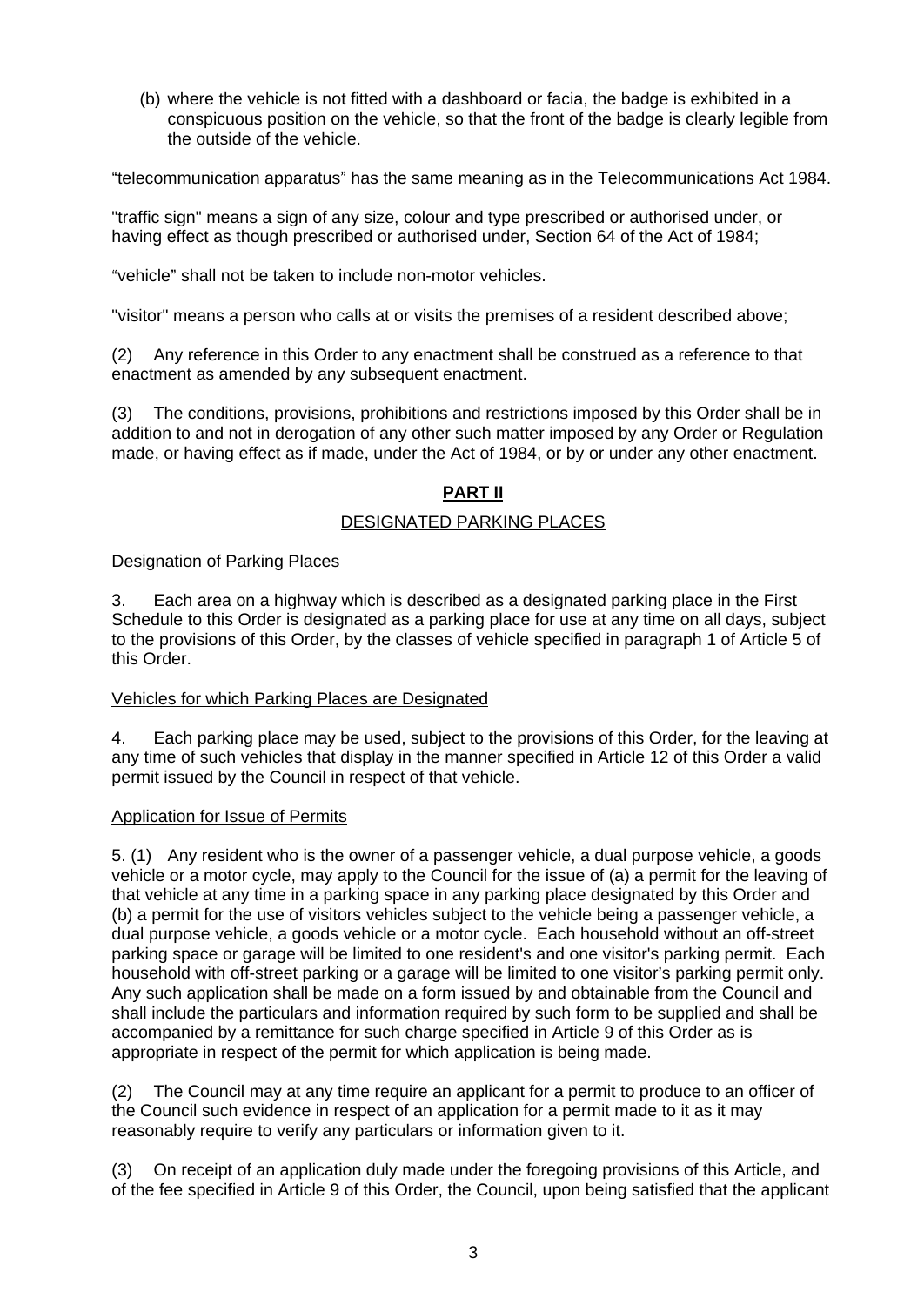(b) where the vehicle is not fitted with a dashboard or facia, the badge is exhibited in a conspicuous position on the vehicle, so that the front of the badge is clearly legible from the outside of the vehicle.

“telecommunication apparatus” has the same meaning as in the Telecommunications Act 1984.

"traffic sign" means a sign of any size, colour and type prescribed or authorised under, or having effect as though prescribed or authorised under, Section 64 of the Act of 1984;

“vehicle” shall not be taken to include non-motor vehicles.

"visitor" means a person who calls at or visits the premises of a resident described above;

(2) Any reference in this Order to any enactment shall be construed as a reference to that enactment as amended by any subsequent enactment.

(3) The conditions, provisions, prohibitions and restrictions imposed by this Order shall be in addition to and not in derogation of any other such matter imposed by any Order or Regulation made, or having effect as if made, under the Act of 1984, or by or under any other enactment.

## PART II

### DESIGNATED PARKING PLACES

Designation of Parking Places

3. Each area on a highway which is described as a designated parking place in the First Schedule to this Order is designated as a parking place for use at any time on all days, subject to the provisions of this Order, by the classes of vehicle specified in paragraph 1 of Article 5 of this Order.

Vehicles for which Parking Places are Designated

4. Each parking place may be used, subject to the provisions of this Order, for the leaving at any time of such vehicles that display in the manner specified in Article 12 of this Order a valid permit issued by the Council in respect of that vehicle.

Application for Issue of Permits

5. (1) Any resident who is the owner of a passenger vehicle, a dual purpose vehicle, a goods vehicle or a motor cycle, may apply to the Council for the issue of (a) a permit for the leaving of that vehicle at any time in a parking space in any parking place designated by this Order and (b) a permit for the use of visitors vehicles subject to the vehicle being a passenger vehicle, a dual purpose vehicle, a goods vehicle or a motor cycle. Each household without an off-street parking space or garage will be limited to one resident's and one visitor's parking permit. Each household with off-street parking or a garage will be limited to one visitor's parking permit only. Any such application shall be made on a form issued by and obtainable from the Council and shall include the particulars and information required by such form to be supplied and shall be accompanied by a remittance for such charge specified in Article 9 of this Order as is appropriate in respect of the permit for which application is being made.

(2) The Council may at any time require an applicant for a permit to produce to an officer of the Council such evidence in respect of an application for a permit made to it as it may reasonably require to verify any particulars or information given to it.

(3) On receipt of an application duly made under the foregoing provisions of this Article, and of the fee specified in Article 9 of this Order, the Council, upon being satisfied that the applicant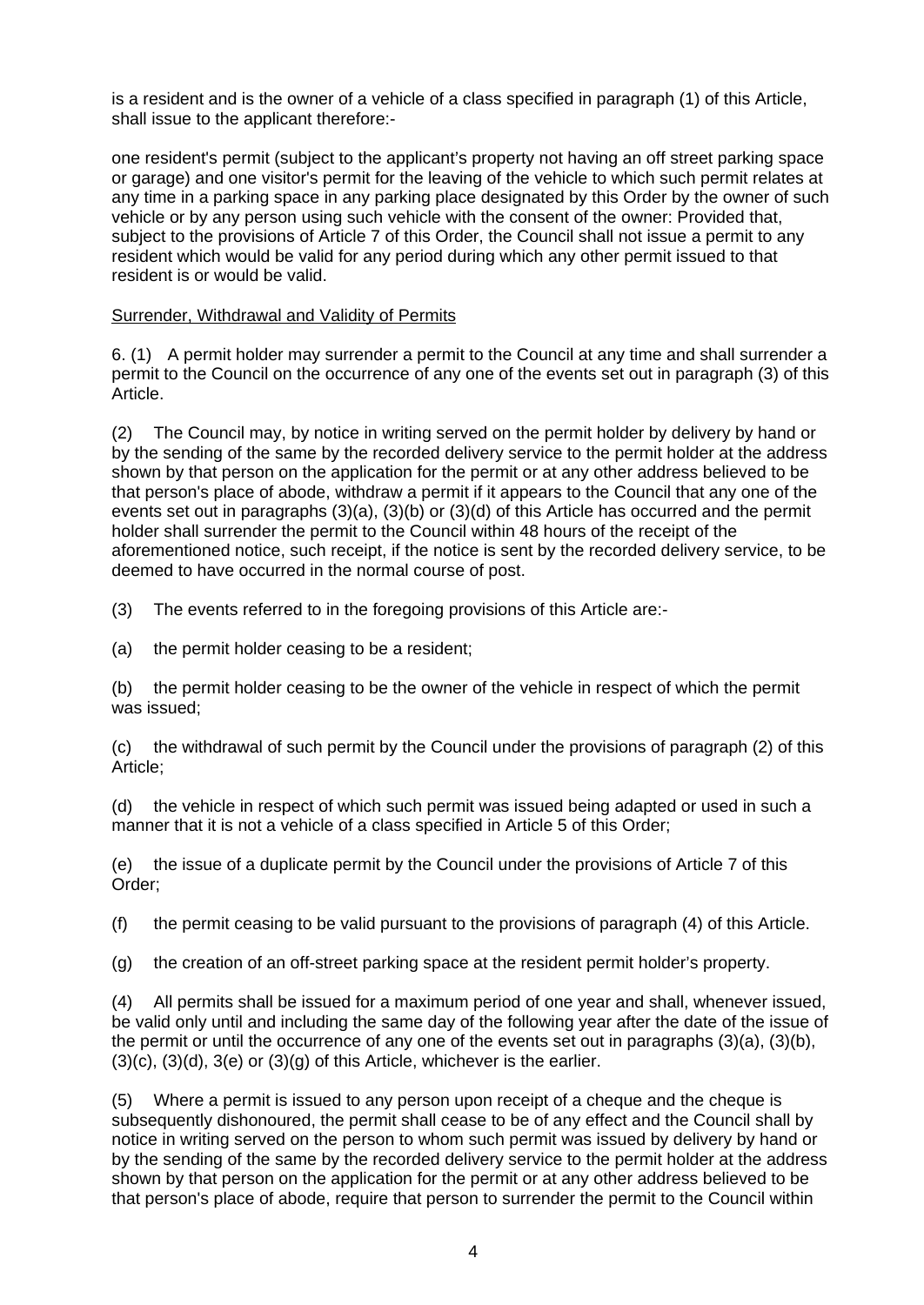is a resident and is the owner of a vehicle of a class specified in paragraph (1) of this Article, shall issue to the applicant therefore:-

one resident's permit (subject to the applicant's property not having an off street parking space or garage) and one visitor's permit for the leaving of the vehicle to which such permit relates at any time in a parking space in any parking place designated by this Order by the owner of such vehicle or by any person using such vehicle with the consent of the owner: Provided that, subject to the provisions of Article 7 of this Order, the Council shall not issue a permit to any resident which would be valid for any period during which any other permit issued to that resident is or would be valid.

Surrender, Withdrawal and Validity of Permits

6. (1) A permit holder may surrender a permit to the Council at any time and shall surrender a permit to the Council on the occurrence of any one of the events set out in paragraph (3) of this Article.

(2) The Council may, by notice in writing served on the permit holder by delivery by hand or by the sending of the same by the recorded delivery service to the permit holder at the address shown by that person on the application for the permit or at any other address believed to be that person's place of abode, withdraw a permit if it appears to the Council that any one of the events set out in paragraphs (3)(a), (3)(b) or (3)(d) of this Article has occurred and the permit holder shall surrender the permit to the Council within 48 hours of the receipt of the aforementioned notice, such receipt, if the notice is sent by the recorded delivery service, to be deemed to have occurred in the normal course of post.

(3) The events referred to in the foregoing provisions of this Article are:-

(a) the permit holder ceasing to be a resident;

(b) the permit holder ceasing to be the owner of the vehicle in respect of which the permit was issued;

(c) the withdrawal of such permit by the Council under the provisions of paragraph (2) of this Article;

(d) the vehicle in respect of which such permit was issued being adapted or used in such a manner that it is not a vehicle of a class specified in Article 5 of this Order;

(e) the issue of a duplicate permit by the Council under the provisions of Article 7 of this Order;

(f) the permit ceasing to be valid pursuant to the provisions of paragraph (4) of this Article.

(g) the creation of an off-street parking space at the resident permit holder's property.

(4) All permits shall be issued for a maximum period of one year and shall, whenever issued, be valid only until and including the same day of the following year after the date of the issue of the permit or until the occurrence of any one of the events set out in paragraphs (3)(a), (3)(b), (3)(c), (3)(d), 3(e) or (3)(g) of this Article, whichever is the earlier.

(5) Where a permit is issued to any person upon receipt of a cheque and the cheque is subsequently dishonoured, the permit shall cease to be of any effect and the Council shall by notice in writing served on the person to whom such permit was issued by delivery by hand or by the sending of the same by the recorded delivery service to the permit holder at the address shown by that person on the application for the permit or at any other address believed to be that person's place of abode, require that person to surrender the permit to the Council within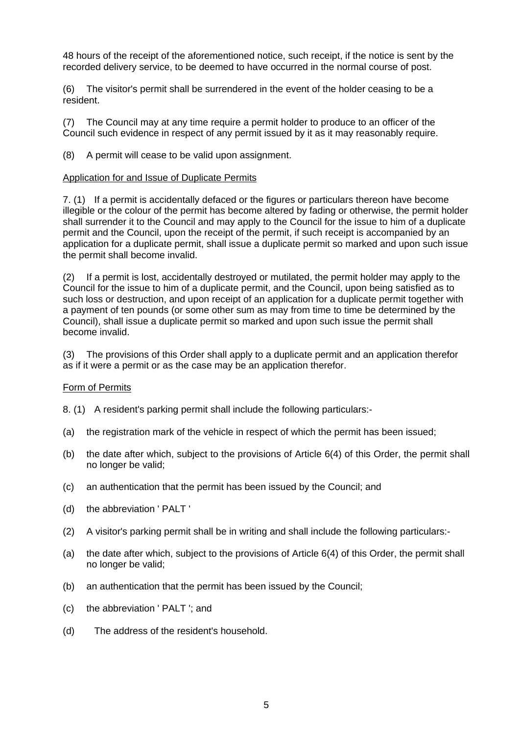48 hours of the receipt of the aforementioned notice, such receipt, if the notice is sent by the recorded delivery service, to be deemed to have occurred in the normal course of post.

(6) The visitor's permit shall be surrendered in the event of the holder ceasing to be a resident.

(7) The Council may at any time require a permit holder to produce to an officer of the Council such evidence in respect of any permit issued by it as it may reasonably require.

(8) A permit will cease to be valid upon assignment.

Application for and Issue of Duplicate Permits

7. (1) If a permit is accidentally defaced or the figures or particulars thereon have become illegible or the colour of the permit has become altered by fading or otherwise, the permit holder shall surrender it to the Council and may apply to the Council for the issue to him of a duplicate permit and the Council, upon the receipt of the permit, if such receipt is accompanied by an application for a duplicate permit, shall issue a duplicate permit so marked and upon such issue the permit shall become invalid.

(2) If a permit is lost, accidentally destroyed or mutilated, the permit holder may apply to the Council for the issue to him of a duplicate permit, and the Council, upon being satisfied as to such loss or destruction, and upon receipt of an application for a duplicate permit together with a payment of ten pounds (or some other sum as may from time to time be determined by the Council), shall issue a duplicate permit so marked and upon such issue the permit shall become invalid.

(3) The provisions of this Order shall apply to a duplicate permit and an application therefor as if it were a permit or as the case may be an application therefor.

Form of Permits

8. (1) A resident's parking permit shall include the following particulars:-

(a) the registration mark of the vehicle in respect of which the permit has been issued;

(b) the date after which, subject to the provisions of Article 6(4) of this Order, the permit shall no longer be valid;

(c) an authentication that the permit has been issued by the Council; and

(d) the abbreviation ' PALT '

(2) A visitor's parking permit shall be in writing and shall include the following particulars:-

(a) the date after which, subject to the provisions of Article 6(4) of this Order, the permit shall no longer be valid;

(b) an authentication that the permit has been issued by the Council;

(c) the abbreviation ' PALT '; and

(d) The address of the resident's household.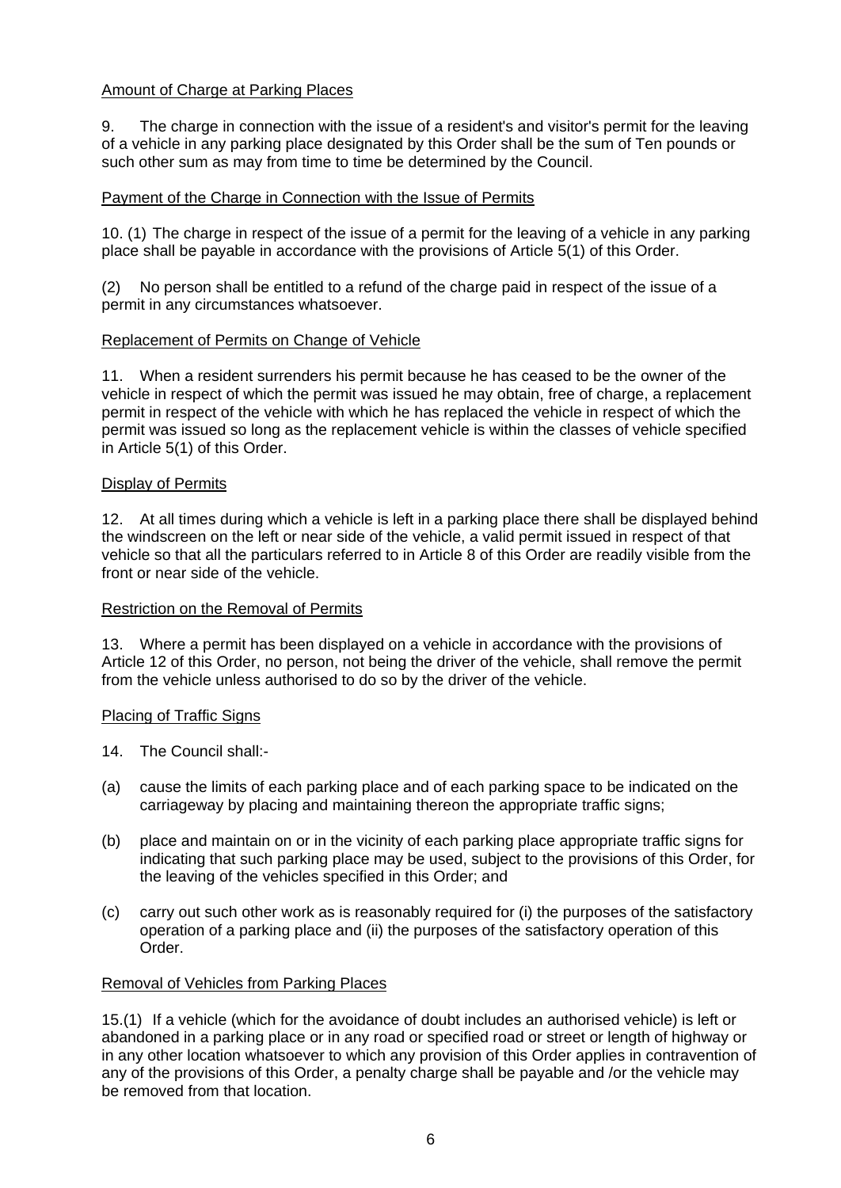Amount of Charge at Parking Places

9. The charge in connection with the issue of a resident's and visitor's permit for the leaving of a vehicle in any parking place designated by this Order shall be the sum of Ten pounds or such other sum as may from time to time be determined by the Council.

Payment of the Charge in Connection with the Issue of Permits

10. (1) The charge in respect of the issue of a permit for the leaving of a vehicle in any parking place shall be payable in accordance with the provisions of Article 5(1) of this Order.

(2) No person shall be entitled to a refund of the charge paid in respect of the issue of a permit in any circumstances whatsoever.

Replacement of Permits on Change of Vehicle

11. When a resident surrenders his permit because he has ceased to be the owner of the vehicle in respect of which the permit was issued he may obtain, free of charge, a replacement permit in respect of the vehicle with which he has replaced the vehicle in respect of which the permit was issued so long as the replacement vehicle is within the classes of vehicle specified in Article 5(1) of this Order.

Display of Permits

12. At all times during which a vehicle is left in a parking place there shall be displayed behind the windscreen on the left or near side of the vehicle, a valid permit issued in respect of that vehicle so that all the particulars referred to in Article 8 of this Order are readily visible from the front or near side of the vehicle.

Restriction on the Removal of Permits

13. Where a permit has been displayed on a vehicle in accordance with the provisions of Article 12 of this Order, no person, not being the driver of the vehicle, shall remove the permit from the vehicle unless authorised to do so by the driver of the vehicle.

Placing of Traffic Signs

14. The Council shall:-

(a) cause the limits of each parking place and of each parking space to be indicated on the carriageway by placing and maintaining thereon the appropriate traffic signs;

(b) place and maintain on or in the vicinity of each parking place appropriate traffic signs for indicating that such parking place may be used, subject to the provisions of this Order, for the leaving of the vehicles specified in this Order; and

(c) carry out such other work as is reasonably required for (i) the purposes of the satisfactory operation of a parking place and (ii) the purposes of the satisfactory operation of this Order.

Removal of Vehicles from Parking Places

15.(1) If a vehicle (which for the avoidance of doubt includes an authorised vehicle) is left or abandoned in a parking place or in any road or specified road or street or length of highway or in any other location whatsoever to which any provision of this Order applies in contravention of any of the provisions of this Order, a penalty charge shall be payable and /or the vehicle may be removed from that location.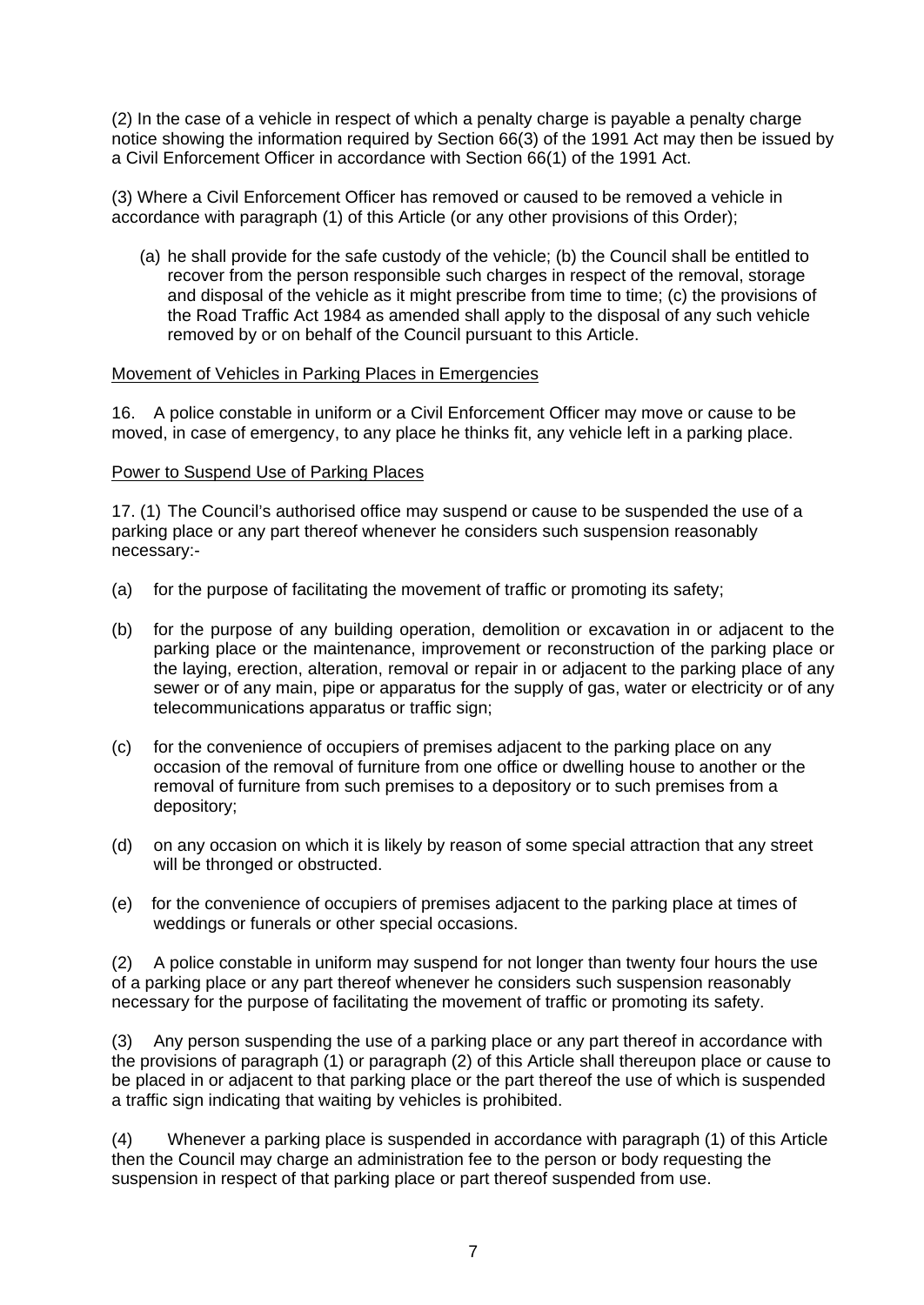(2) In the case of a vehicle in respect of which a penalty charge is payable a penalty charge notice showing the information required by Section 66(3) of the 1991 Act may then be issued by a Civil Enforcement Officer in accordance with Section 66(1) of the 1991 Act.

(3) Where a Civil Enforcement Officer has removed or caused to be removed a vehicle in accordance with paragraph (1) of this Article (or any other provisions of this Order);

(a) he shall provide for the safe custody of the vehicle; (b) the Council shall be entitled to recover from the person responsible such charges in respect of the removal, storage and disposal of the vehicle as it might prescribe from time to time; (c) the provisions of the Road Traffic Act 1984 as amended shall apply to the disposal of any such vehicle removed by or on behalf of the Council pursuant to this Article.

Movement of Vehicles in Parking Places in Emergencies

16. A police constable in uniform or a Civil Enforcement Officer may move or cause to be moved, in case of emergency, to any place he thinks fit, any vehicle left in a parking place.

Power to Suspend Use of Parking Places

17. (1) The Council's authorised office may suspend or cause to be suspended the use of a parking place or any part thereof whenever he considers such suspension reasonably necessary:-

(a) for the purpose of facilitating the movement of traffic or promoting its safety;

(b) for the purpose of any building operation, demolition or excavation in or adjacent to the parking place or the maintenance, improvement or reconstruction of the parking place or the laying, erection, alteration, removal or repair in or adjacent to the parking place of any sewer or of any main, pipe or apparatus for the supply of gas, water or electricity or of any telecommunications apparatus or traffic sign;

(c) for the convenience of occupiers of premises adjacent to the parking place on any occasion of the removal of furniture from one office or dwelling house to another or the removal of furniture from such premises to a depository or to such premises from a depository;

(d) on any occasion on which it is likely by reason of some special attraction that any street will be thronged or obstructed.

(e) for the convenience of occupiers of premises adjacent to the parking place at times of weddings or funerals or other special occasions.

(2) A police constable in uniform may suspend for not longer than twenty four hours the use of a parking place or any part thereof whenever he considers such suspension reasonably necessary for the purpose of facilitating the movement of traffic or promoting its safety.

(3) Any person suspending the use of a parking place or any part thereof in accordance with the provisions of paragraph (1) or paragraph (2) of this Article shall thereupon place or cause to be placed in or adjacent to that parking place or the part thereof the use of which is suspended a traffic sign indicating that waiting by vehicles is prohibited.

(4) Whenever a parking place is suspended in accordance with paragraph (1) of this Article then the Council may charge an administration fee to the person or body requesting the suspension in respect of that parking place or part thereof suspended from use.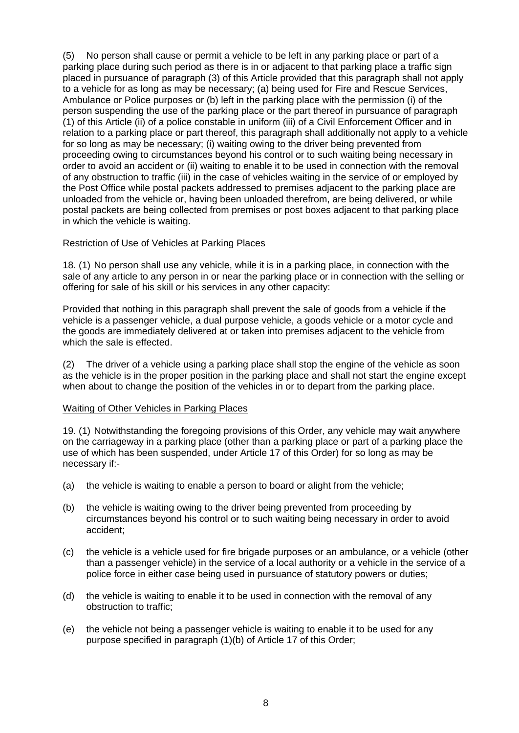(5) No person shall cause or permit a vehicle to be left in any parking place or part of a parking place during such period as there is in or adjacent to that parking place a traffic sign placed in pursuance of paragraph (3) of this Article provided that this paragraph shall not apply to a vehicle for as long as may be necessary; (a) being used for Fire and Rescue Services, Ambulance or Police purposes or (b) left in the parking place with the permission (i) of the person suspending the use of the parking place or the part thereof in pursuance of paragraph (1) of this Article (ii) of a police constable in uniform (iii) of a Civil Enforcement Officer and in relation to a parking place or part thereof, this paragraph shall additionally not apply to a vehicle for so long as may be necessary; (i) waiting owing to the driver being prevented from proceeding owing to circumstances beyond his control or to such waiting being necessary in order to avoid an accident or (ii) waiting to enable it to be used in connection with the removal of any obstruction to traffic (iii) in the case of vehicles waiting in the service of or employed by the Post Office while postal packets addressed to premises adjacent to the parking place are unloaded from the vehicle or, having been unloaded therefrom, are being delivered, or while postal packets are being collected from premises or post boxes adjacent to that parking place in which the vehicle is waiting.

<u>Restriction of Use of Vehicles at Parking Places</u>

18. (1) No person shall use any vehicle, while it is in a parking place, in connection with the sale of any article to any person in or near the parking place or in connection with the selling or offering for sale of his skill or his services in any other capacity:

Provided that nothing in this paragraph shall prevent the sale of goods from a vehicle if the vehicle is a passenger vehicle, a dual purpose vehicle, a goods vehicle or a motor cycle and the goods are immediately delivered at or taken into premises adjacent to the vehicle from which the sale is effected.

(2) The driver of a vehicle using a parking place shall stop the engine of the vehicle as soon as the vehicle is in the proper position in the parking place and shall not start the engine except when about to change the position of the vehicles in or to depart from the parking place.

<u>Waiting of Other Vehicles in Parking Places</u>

19. (1) Notwithstanding the foregoing provisions of this Order, any vehicle may wait anywhere on the carriageway in a parking place (other than a parking place or part of a parking place the use of which has been suspended, under Article 17 of this Order) for so long as may be necessary if:-

(a) the vehicle is waiting to enable a person to board or alight from the vehicle;

(b) the vehicle is waiting owing to the driver being prevented from proceeding by circumstances beyond his control or to such waiting being necessary in order to avoid accident;

(c) the vehicle is a vehicle used for fire brigade purposes or an ambulance, or a vehicle (other than a passenger vehicle) in the service of a local authority or a vehicle in the service of a police force in either case being used in pursuance of statutory powers or duties;

(d) the vehicle is waiting to enable it to be used in connection with the removal of any obstruction to traffic;

(e) the vehicle not being a passenger vehicle is waiting to enable it to be used for any purpose specified in paragraph (1)(b) of Article 17 of this Order;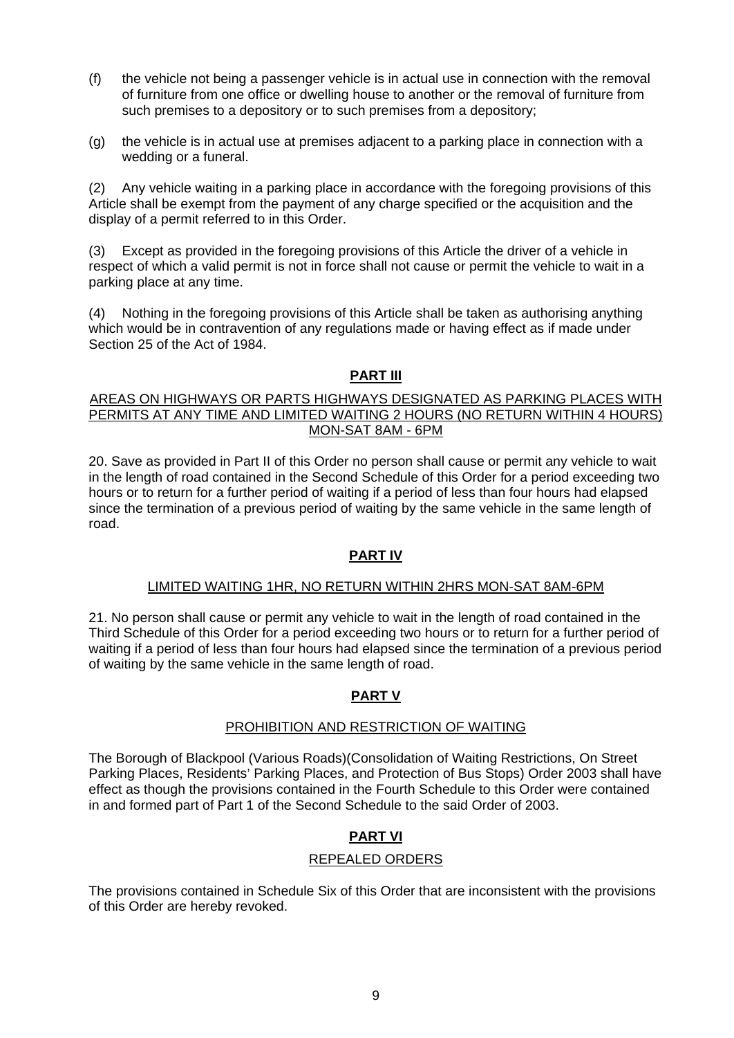(f) the vehicle not being a passenger vehicle is in actual use in connection with the removal of furniture from one office or dwelling house to another or the removal of furniture from such premises to a depository or to such premises from a depository;

(g) the vehicle is in actual use at premises adjacent to a parking place in connection with a wedding or a funeral.

(2) Any vehicle waiting in a parking place in accordance with the foregoing provisions of this Article shall be exempt from the payment of any charge specified or the acquisition and the display of a permit referred to in this Order.

(3) Except as provided in the foregoing provisions of this Article the driver of a vehicle in respect of which a valid permit is not in force shall not cause or permit the vehicle to wait in a parking place at any time.

(4) Nothing in the foregoing provisions of this Article shall be taken as authorising anything which would be in contravention of any regulations made or having effect as if made under Section 25 of the Act of 1984.

## PART III

AREAS ON HIGHWAYS OR PARTS HIGHWAYS DESIGNATED AS PARKING PLACES WITH PERMITS AT ANY TIME AND LIMITED WAITING 2 HOURS (NO RETURN WITHIN 4 HOURS) MON-SAT 8AM - 6PM

20. Save as provided in Part II of this Order no person shall cause or permit any vehicle to wait in the length of road contained in the Second Schedule of this Order for a period exceeding two hours or to return for a further period of waiting if a period of less than four hours had elapsed since the termination of a previous period of waiting by the same vehicle in the same length of road.

## PART IV

LIMITED WAITING 1HR, NO RETURN WITHIN 2HRS MON-SAT 8AM-6PM

21. No person shall cause or permit any vehicle to wait in the length of road contained in the Third Schedule of this Order for a period exceeding two hours or to return for a further period of waiting if a period of less than four hours had elapsed since the termination of a previous period of waiting by the same vehicle in the same length of road.

## PART V

PROHIBITION AND RESTRICTION OF WAITING

The Borough of Blackpool (Various Roads)(Consolidation of Waiting Restrictions, On Street Parking Places, Residents' Parking Places, and Protection of Bus Stops) Order 2003 shall have effect as though the provisions contained in the Fourth Schedule to this Order were contained in and formed part of Part 1 of the Second Schedule to the said Order of 2003.

## PART VI

REPEALED ORDERS

The provisions contained in Schedule Six of this Order that are inconsistent with the provisions of this Order are hereby revoked.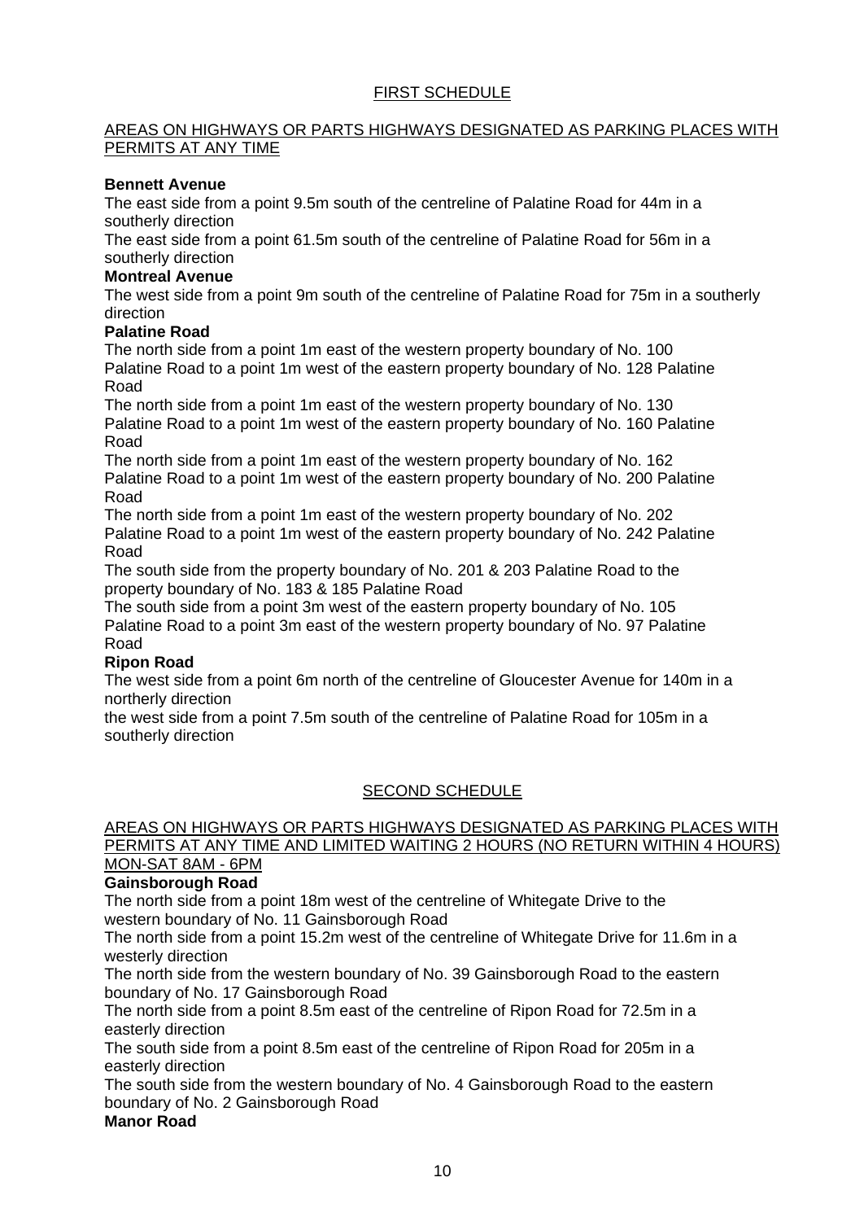## FIRST SCHEDULE

### AREAS ON HIGHWAYS OR PARTS HIGHWAYS DESIGNATED AS PARKING PLACES WITH PERMITS AT ANY TIME

**Bennett Avenue**

The east side from a point 9.5m south of the centreline of Palatine Road for 44m in a southerly direction

The east side from a point 61.5m south of the centreline of Palatine Road for 56m in a southerly direction

**Montreal Avenue**

The west side from a point 9m south of the centreline of Palatine Road for 75m in a southerly direction

**Palatine Road**

The north side from a point 1m east of the western property boundary of No. 100 Palatine Road to a point 1m west of the eastern property boundary of No. 128 Palatine Road

The north side from a point 1m east of the western property boundary of No. 130 Palatine Road to a point 1m west of the eastern property boundary of No. 160 Palatine Road

The north side from a point 1m east of the western property boundary of No. 162 Palatine Road to a point 1m west of the eastern property boundary of No. 200 Palatine Road

The north side from a point 1m east of the western property boundary of No. 202 Palatine Road to a point 1m west of the eastern property boundary of No. 242 Palatine Road

The south side from the property boundary of No. 201 & 203 Palatine Road to the property boundary of No. 183 & 185 Palatine Road

The south side from a point 3m west of the eastern property boundary of No. 105 Palatine Road to a point 3m east of the western property boundary of No. 97 Palatine Road

**Ripon Road**

The west side from a point 6m north of the centreline of Gloucester Avenue for 140m in a northerly direction

the west side from a point 7.5m south of the centreline of Palatine Road for 105m in a southerly direction

## SECOND SCHEDULE

### AREAS ON HIGHWAYS OR PARTS HIGHWAYS DESIGNATED AS PARKING PLACES WITH PERMITS AT ANY TIME AND LIMITED WAITING 2 HOURS (NO RETURN WITHIN 4 HOURS) MON-SAT 8AM - 6PM

**Gainsborough Road**

The north side from a point 18m west of the centreline of Whitegate Drive to the western boundary of No. 11 Gainsborough Road

The north side from a point 15.2m west of the centreline of Whitegate Drive for 11.6m in a westerly direction

The north side from the western boundary of No. 39 Gainsborough Road to the eastern boundary of No. 17 Gainsborough Road

The north side from a point 8.5m east of the centreline of Ripon Road for 72.5m in a easterly direction

The south side from a point 8.5m east of the centreline of Ripon Road for 205m in a easterly direction

The south side from the western boundary of No. 4 Gainsborough Road to the eastern boundary of No. 2 Gainsborough Road

**Manor Road**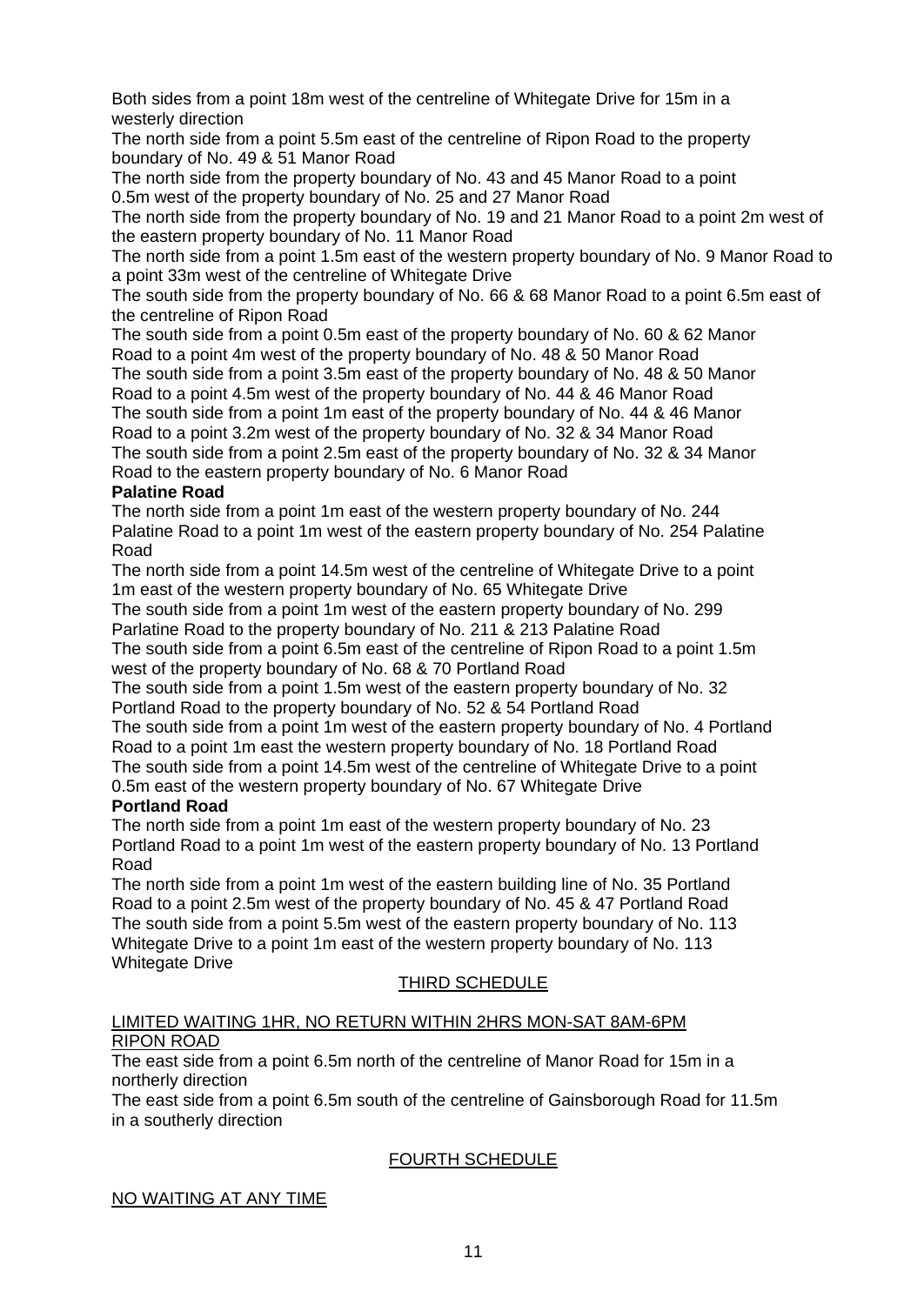Both sides from a point 18m west of the centreline of Whitegate Drive for 15m in a westerly direction

The north side from a point 5.5m east of the centreline of Ripon Road to the property boundary of No. 49 & 51 Manor Road

The north side from the property boundary of No. 43 and 45 Manor Road to a point 0.5m west of the property boundary of No. 25 and 27 Manor Road

The north side from the property boundary of No. 19 and 21 Manor Road to a point 2m west of the eastern property boundary of No. 11 Manor Road

The north side from a point 1.5m east of the western property boundary of No. 9 Manor Road to a point 33m west of the centreline of Whitegate Drive

The south side from the property boundary of No. 66 & 68 Manor Road to a point 6.5m east of the centreline of Ripon Road

The south side from a point 0.5m east of the property boundary of No. 60 & 62 Manor Road to a point 4m west of the property boundary of No. 48 & 50 Manor Road

The south side from a point 3.5m east of the property boundary of No. 48 & 50 Manor Road to a point 4.5m west of the property boundary of No. 44 & 46 Manor Road

The south side from a point 1m east of the property boundary of No. 44 & 46 Manor Road to a point 3.2m west of the property boundary of No. 32 & 34 Manor Road

The south side from a point 2.5m east of the property boundary of No. 32 & 34 Manor Road to the eastern property boundary of No. 6 Manor Road

**Palatine Road**

The north side from a point 1m east of the western property boundary of No. 244 Palatine Road to a point 1m west of the eastern property boundary of No. 254 Palatine Road

The north side from a point 14.5m west of the centreline of Whitegate Drive to a point 1m east of the western property boundary of No. 65 Whitegate Drive

The south side from a point 1m west of the eastern property boundary of No. 299 Parlatine Road to the property boundary of No. 211 & 213 Palatine Road

The south side from a point 6.5m east of the centreline of Ripon Road to a point 1.5m west of the property boundary of No. 68 & 70 Portland Road

The south side from a point 1.5m west of the eastern property boundary of No. 32 Portland Road to the property boundary of No. 52 & 54 Portland Road

The south side from a point 1m west of the eastern property boundary of No. 4 Portland Road to a point 1m east the western property boundary of No. 18 Portland Road

The south side from a point 14.5m west of the centreline of Whitegate Drive to a point 0.5m east of the western property boundary of No. 67 Whitegate Drive

**Portland Road**

The north side from a point 1m east of the western property boundary of No. 23 Portland Road to a point 1m west of the eastern property boundary of No. 13 Portland Road

The north side from a point 1m west of the eastern building line of No. 35 Portland Road to a point 2.5m west of the property boundary of No. 45 & 47 Portland Road

The south side from a point 5.5m west of the eastern property boundary of No. 113 Whitegate Drive to a point 1m east of the western property boundary of No. 113 Whitegate Drive

## THIRD SCHEDULE

LIMITED WAITING 1HR, NO RETURN WITHIN 2HRS MON-SAT 8AM-6PM

RIPON ROAD

The east side from a point 6.5m north of the centreline of Manor Road for 15m in a northerly direction

The east side from a point 6.5m south of the centreline of Gainsborough Road for 11.5m in a southerly direction

## FOURTH SCHEDULE

NO WAITING AT ANY TIME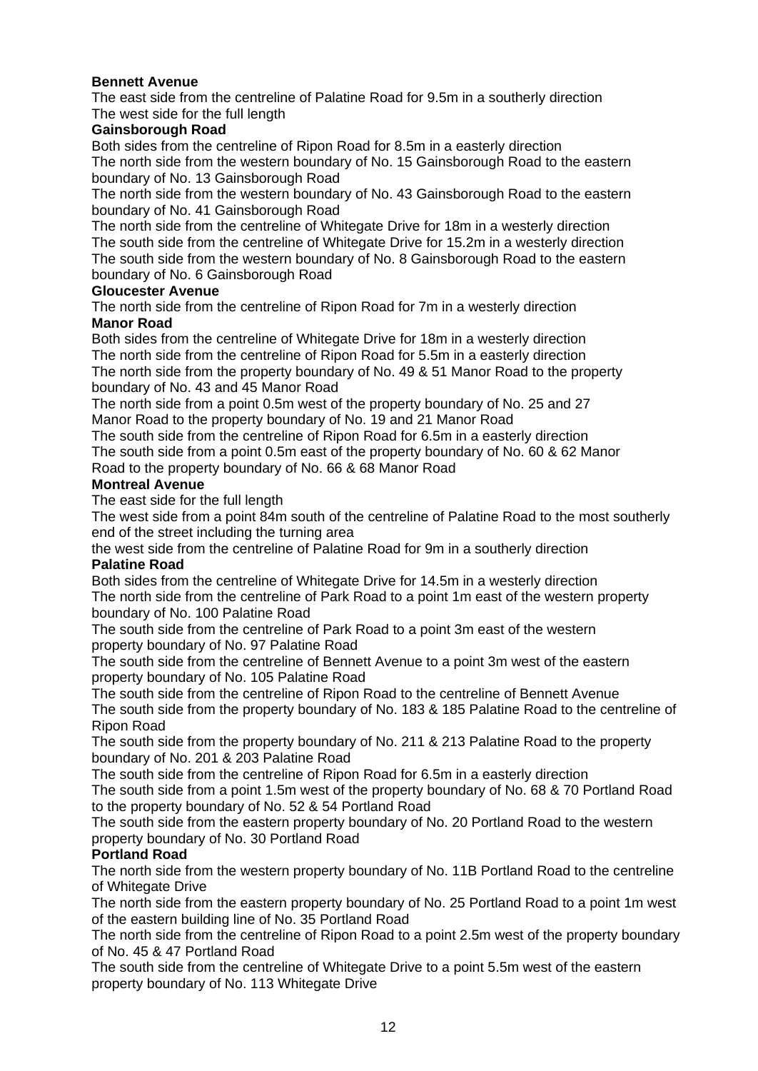**Bennett Avenue**

The east side from the centreline of Palatine Road for 9.5m in a southerly direction
The west side for the full length

**Gainsborough Road**

Both sides from the centreline of Ripon Road for 8.5m in a easterly direction
The north side from the western boundary of No. 15 Gainsborough Road to the eastern boundary of No. 13 Gainsborough Road
The north side from the western boundary of No. 43 Gainsborough Road to the eastern boundary of No. 41 Gainsborough Road
The north side from the centreline of Whitegate Drive for 18m in a westerly direction
The south side from the centreline of Whitegate Drive for 15.2m in a westerly direction
The south side from the western boundary of No. 8 Gainsborough Road to the eastern boundary of No. 6 Gainsborough Road

**Gloucester Avenue**

The north side from the centreline of Ripon Road for 7m in a westerly direction

**Manor Road**

Both sides from the centreline of Whitegate Drive for 18m in a westerly direction
The north side from the centreline of Ripon Road for 5.5m in a easterly direction
The north side from the property boundary of No. 49 & 51 Manor Road to the property boundary of No. 43 and 45 Manor Road
The north side from a point 0.5m west of the property boundary of No. 25 and 27 Manor Road to the property boundary of No. 19 and 21 Manor Road
The south side from the centreline of Ripon Road for 6.5m in a easterly direction
The south side from a point 0.5m east of the property boundary of No. 60 & 62 Manor Road to the property boundary of No. 66 & 68 Manor Road

**Montreal Avenue**

The east side for the full length
The west side from a point 84m south of the centreline of Palatine Road to the most southerly end of the street including the turning area
the west side from the centreline of Palatine Road for 9m in a southerly direction

**Palatine Road**

Both sides from the centreline of Whitegate Drive for 14.5m in a westerly direction
The north side from the centreline of Park Road to a point 1m east of the western property boundary of No. 100 Palatine Road
The south side from the centreline of Park Road to a point 3m east of the western property boundary of No. 97 Palatine Road
The south side from the centreline of Bennett Avenue to a point 3m west of the eastern property boundary of No. 105 Palatine Road
The south side from the centreline of Ripon Road to the centreline of Bennett Avenue
The south side from the property boundary of No. 183 & 185 Palatine Road to the centreline of Ripon Road
The south side from the property boundary of No. 211 & 213 Palatine Road to the property boundary of No. 201 & 203 Palatine Road
The south side from the centreline of Ripon Road for 6.5m in a easterly direction
The south side from a point 1.5m west of the property boundary of No. 68 & 70 Portland Road to the property boundary of No. 52 & 54 Portland Road
The south side from the eastern property boundary of No. 20 Portland Road to the western property boundary of No. 30 Portland Road

**Portland Road**

The north side from the western property boundary of No. 11B Portland Road to the centreline of Whitegate Drive
The north side from the eastern property boundary of No. 25 Portland Road to a point 1m west of the eastern building line of No. 35 Portland Road
The north side from the centreline of Ripon Road to a point 2.5m west of the property boundary of No. 45 & 47 Portland Road
The south side from the centreline of Whitegate Drive to a point 5.5m west of the eastern property boundary of No. 113 Whitegate Drive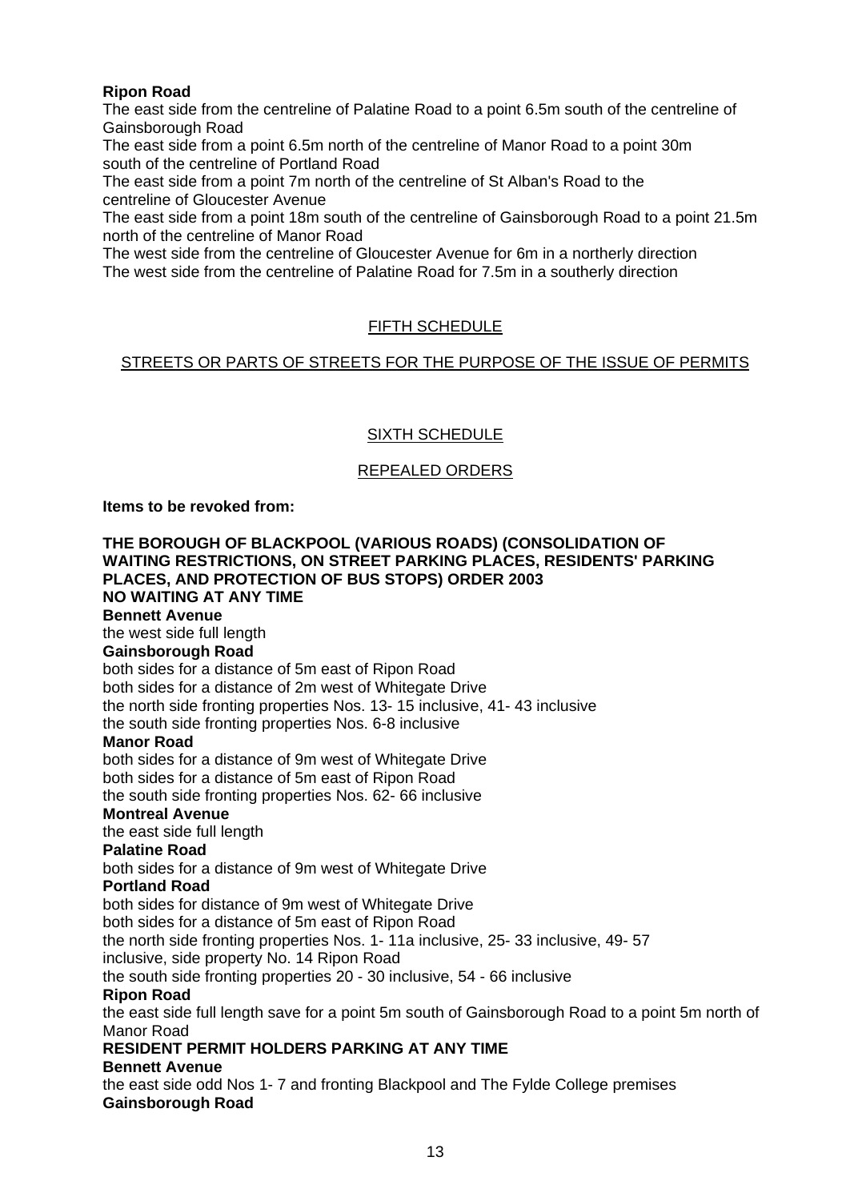**Ripon Road**

The east side from the centreline of Palatine Road to a point 6.5m south of the centreline of Gainsborough Road

The east side from a point 6.5m north of the centreline of Manor Road to a point 30m south of the centreline of Portland Road

The east side from a point 7m north of the centreline of St Alban's Road to the centreline of Gloucester Avenue

The east side from a point 18m south of the centreline of Gainsborough Road to a point 21.5m north of the centreline of Manor Road

The west side from the centreline of Gloucester Avenue for 6m in a northerly direction

The west side from the centreline of Palatine Road for 7.5m in a southerly direction

## FIFTH SCHEDULE

## STREETS OR PARTS OF STREETS FOR THE PURPOSE OF THE ISSUE OF PERMITS

## SIXTH SCHEDULE

## REPEALED ORDERS

**Items to be revoked from:**

**THE BOROUGH OF BLACKPOOL (VARIOUS ROADS) (CONSOLIDATION OF WAITING RESTRICTIONS, ON STREET PARKING PLACES, RESIDENTS' PARKING PLACES, AND PROTECTION OF BUS STOPS) ORDER 2003**

**NO WAITING AT ANY TIME**

**Bennett Avenue**

the west side full length

**Gainsborough Road**

both sides for a distance of 5m east of Ripon Road

both sides for a distance of 2m west of Whitegate Drive

the north side fronting properties Nos. 13- 15 inclusive, 41- 43 inclusive

the south side fronting properties Nos. 6-8 inclusive

**Manor Road**

both sides for a distance of 9m west of Whitegate Drive

both sides for a distance of 5m east of Ripon Road

the south side fronting properties Nos. 62- 66 inclusive

**Montreal Avenue**

the east side full length

**Palatine Road**

both sides for a distance of 9m west of Whitegate Drive

**Portland Road**

both sides for distance of 9m west of Whitegate Drive

both sides for a distance of 5m east of Ripon Road

the north side fronting properties Nos. 1- 11a inclusive, 25- 33 inclusive, 49- 57 inclusive, side property No. 14 Ripon Road

the south side fronting properties 20 - 30 inclusive, 54 - 66 inclusive

**Ripon Road**

the east side full length save for a point 5m south of Gainsborough Road to a point 5m north of Manor Road

**RESIDENT PERMIT HOLDERS PARKING AT ANY TIME**

**Bennett Avenue**

the east side odd Nos 1- 7 and fronting Blackpool and The Fylde College premises

**Gainsborough Road**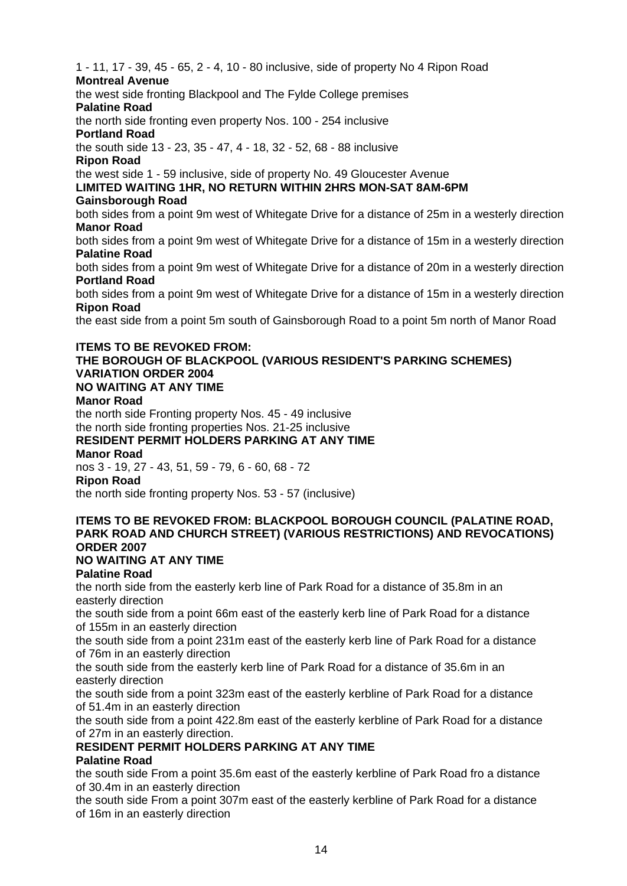1 - 11, 17 - 39, 45 - 65, 2 - 4, 10 - 80 inclusive, side of property No 4 Ripon Road

**Montreal Avenue**

the west side fronting Blackpool and The Fylde College premises

**Palatine Road**

the north side fronting even property Nos. 100 - 254 inclusive

**Portland Road**

the south side 13 - 23, 35 - 47, 4 - 18, 32 - 52, 68 - 88 inclusive

**Ripon Road**

the west side 1 - 59 inclusive, side of property No. 49 Gloucester Avenue

**LIMITED WAITING 1HR, NO RETURN WITHIN 2HRS MON-SAT 8AM-6PM**

**Gainsborough Road**

both sides from a point 9m west of Whitegate Drive for a distance of 25m in a westerly direction

**Manor Road**

both sides from a point 9m west of Whitegate Drive for a distance of 15m in a westerly direction

**Palatine Road**

both sides from a point 9m west of Whitegate Drive for a distance of 20m in a westerly direction

**Portland Road**

both sides from a point 9m west of Whitegate Drive for a distance of 15m in a westerly direction

**Ripon Road**

the east side from a point 5m south of Gainsborough Road to a point 5m north of Manor Road

**ITEMS TO BE REVOKED FROM:**
**THE BOROUGH OF BLACKPOOL (VARIOUS RESIDENT'S PARKING SCHEMES) VARIATION ORDER 2004**

**NO WAITING AT ANY TIME**

**Manor Road**

the north side Fronting property Nos. 45 - 49 inclusive
the north side fronting properties Nos. 21-25 inclusive

**RESIDENT PERMIT HOLDERS PARKING AT ANY TIME**

**Manor Road**

nos 3 - 19, 27 - 43, 51, 59 - 79, 6 - 60, 68 - 72

**Ripon Road**

the north side fronting property Nos. 53 - 57 (inclusive)

**ITEMS TO BE REVOKED FROM: BLACKPOOL BOROUGH COUNCIL (PALATINE ROAD, PARK ROAD AND CHURCH STREET) (VARIOUS RESTRICTIONS) AND REVOCATIONS) ORDER 2007**

**NO WAITING AT ANY TIME**

**Palatine Road**

the north side from the easterly kerb line of Park Road for a distance of 35.8m in an easterly direction

the south side from a point 66m east of the easterly kerb line of Park Road for a distance of 155m in an easterly direction

the south side from a point 231m east of the easterly kerb line of Park Road for a distance of 76m in an easterly direction

the south side from the easterly kerb line of Park Road for a distance of 35.6m in an easterly direction

the south side from a point 323m east of the easterly kerbline of Park Road for a distance of 51.4m in an easterly direction

the south side from a point 422.8m east of the easterly kerbline of Park Road for a distance of 27m in an easterly direction.

**RESIDENT PERMIT HOLDERS PARKING AT ANY TIME**

**Palatine Road**

the south side From a point 35.6m east of the easterly kerbline of Park Road fro a distance of 30.4m in an easterly direction

the south side From a point 307m east of the easterly kerbline of Park Road for a distance of 16m in an easterly direction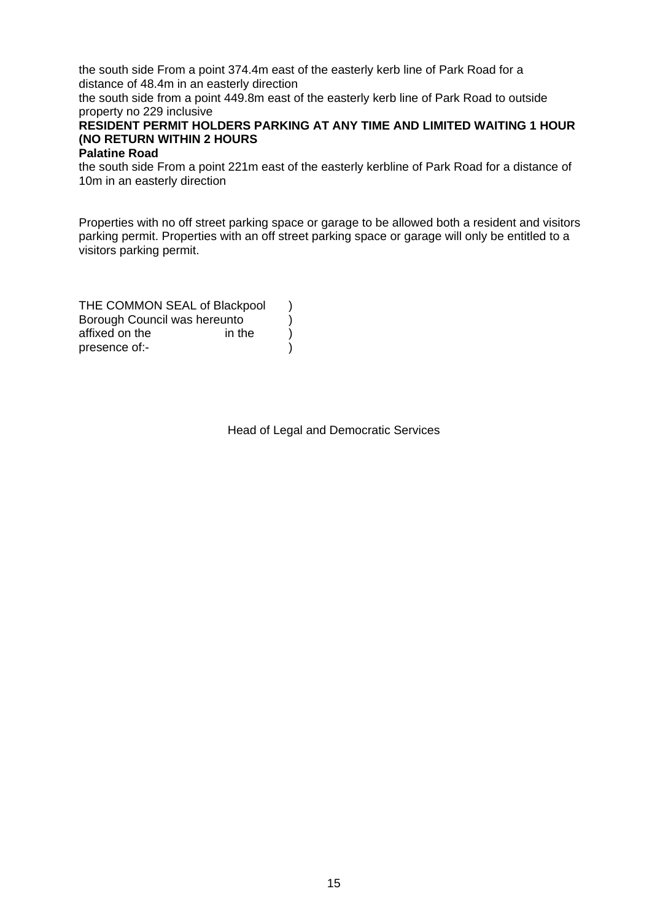the south side From a point 374.4m east of the easterly kerb line of Park Road for a distance of 48.4m in an easterly direction

the south side from a point 449.8m east of the easterly kerb line of Park Road to outside property no 229 inclusive

**RESIDENT PERMIT HOLDERS PARKING AT ANY TIME AND LIMITED WAITING 1 HOUR (NO RETURN WITHIN 2 HOURS**

**Palatine Road**

the south side From a point 221m east of the easterly kerbline of Park Road for a distance of 10m in an easterly direction

Properties with no off street parking space or garage to be allowed both a resident and visitors parking permit. Properties with an off street parking space or garage will only be entitled to a visitors parking permit.

THE COMMON SEAL of Blackpool )
Borough Council was hereunto )
affixed on the in the )
presence of:- )

Head of Legal and Democratic Services